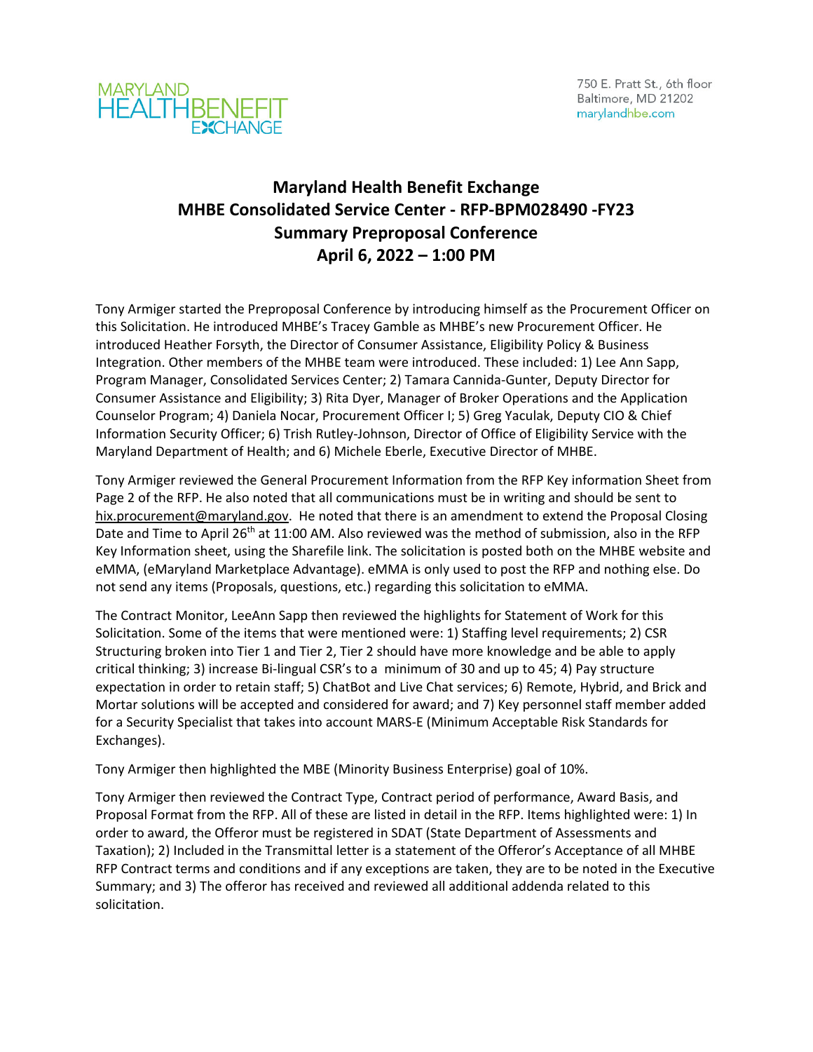# Maryland Health Benefit Exchange
## MHBE Consolidated Service Center - RFP-BPM028490 -FY23
## Summary Preproposal Conference
## April 6, 2022 – 1:00 PM

Tony Armiger started the Preproposal Conference by introducing himself as the Procurement Officer on this Solicitation. He introduced MHBE's Tracey Gamble as MHBE's new Procurement Officer. He introduced Heather Forsyth, the Director of Consumer Assistance, Eligibility Policy & Business Integration. Other members of the MHBE team were introduced. These included: 1) Lee Ann Sapp, Program Manager, Consolidated Services Center; 2) Tamara Cannida-Gunter, Deputy Director for Consumer Assistance and Eligibility; 3) Rita Dyer, Manager of Broker Operations and the Application Counselor Program; 4) Daniela Nocar, Procurement Officer I; 5) Greg Yaculak, Deputy CIO & Chief Information Security Officer; 6) Trish Rutley-Johnson, Director of Office of Eligibility Service with the Maryland Department of Health; and 6) Michele Eberle, Executive Director of MHBE.

Tony Armiger reviewed the General Procurement Information from the RFP Key information Sheet from Page 2 of the RFP. He also noted that all communications must be in writing and should be sent to hix.procurement@maryland.gov. He noted that there is an amendment to extend the Proposal Closing Date and Time to April 26th at 11:00 AM. Also reviewed was the method of submission, also in the RFP Key Information sheet, using the Sharefile link. The solicitation is posted both on the MHBE website and eMMA, (eMaryland Marketplace Advantage). eMMA is only used to post the RFP and nothing else. Do not send any items (Proposals, questions, etc.) regarding this solicitation to eMMA.

The Contract Monitor, LeeAnn Sapp then reviewed the highlights for Statement of Work for this Solicitation. Some of the items that were mentioned were: 1) Staffing level requirements; 2) CSR Structuring broken into Tier 1 and Tier 2, Tier 2 should have more knowledge and be able to apply critical thinking; 3) increase Bi-lingual CSR's to a minimum of 30 and up to 45; 4) Pay structure expectation in order to retain staff; 5) ChatBot and Live Chat services; 6) Remote, Hybrid, and Brick and Mortar solutions will be accepted and considered for award; and 7) Key personnel staff member added for a Security Specialist that takes into account MARS-E (Minimum Acceptable Risk Standards for Exchanges).

Tony Armiger then highlighted the MBE (Minority Business Enterprise) goal of 10%.

Tony Armiger then reviewed the Contract Type, Contract period of performance, Award Basis, and Proposal Format from the RFP. All of these are listed in detail in the RFP. Items highlighted were: 1) In order to award, the Offeror must be registered in SDAT (State Department of Assessments and Taxation); 2) Included in the Transmittal letter is a statement of the Offeror's Acceptance of all MHBE RFP Contract terms and conditions and if any exceptions are taken, they are to be noted in the Executive Summary; and 3) The offeror has received and reviewed all additional addenda related to this solicitation.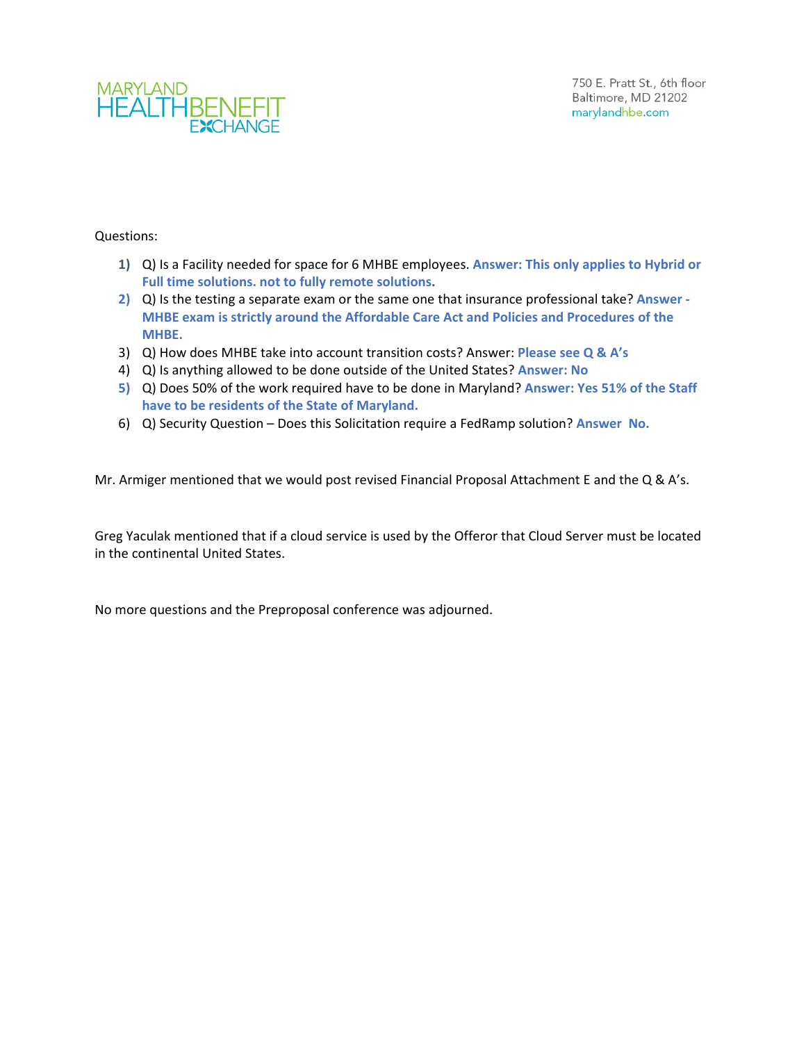Questions:

1) Q) Is a Facility needed for space for 6 MHBE employees. **Answer: This only applies to Hybrid or Full time solutions. not to fully remote solutions**.
2) Q) Is the testing a separate exam or the same one that insurance professional take? **Answer - MHBE exam is strictly around the Affordable Care Act and Policies and Procedures of the MHBE.**
3) Q) How does MHBE take into account transition costs? Answer: **Please see Q & A's**
4) Q) Is anything allowed to be done outside of the United States? **Answer: No**
5) Q) Does 50% of the work required have to be done in Maryland? **Answer: Yes 51% of the Staff have to be residents of the State of Maryland.**
6) Q) Security Question – Does this Solicitation require a FedRamp solution? **Answer No.**

Mr. Armiger mentioned that we would post revised Financial Proposal Attachment E and the Q & A's.

Greg Yaculak mentioned that if a cloud service is used by the Offeror that Cloud Server must be located in the continental United States.

No more questions and the Preproposal conference was adjourned.